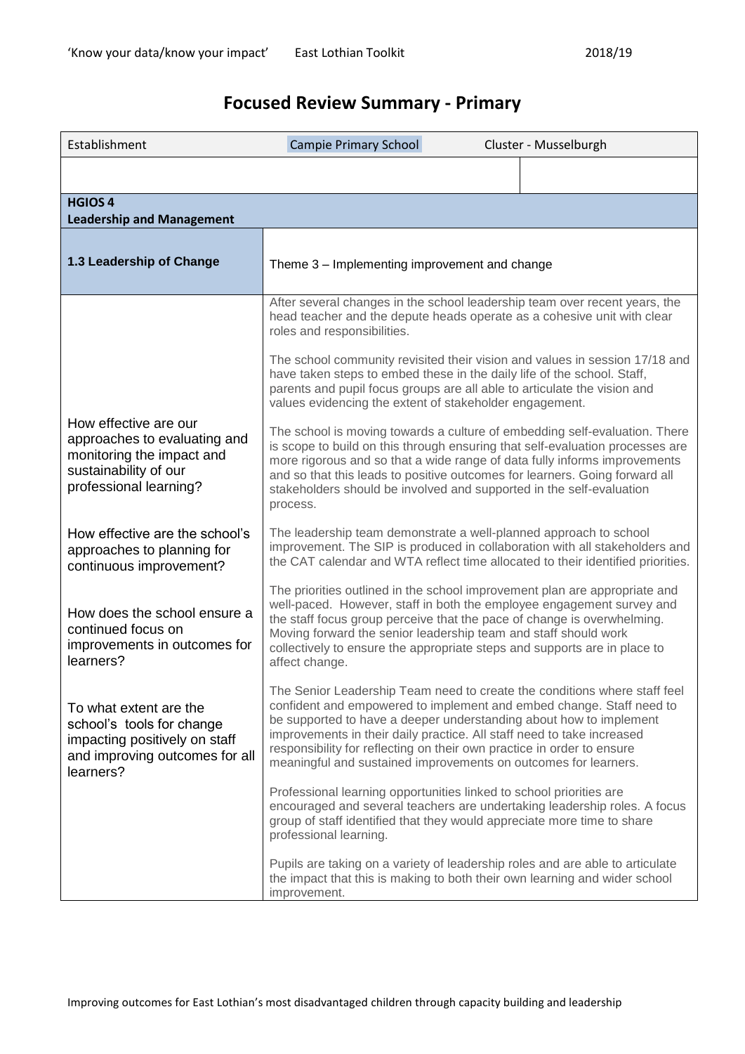# Focused Review Summary - Primary

| Establishment | Campie Primary School | Cluster - Musselburgh |
|---|---|---|
| | | |
| **HGIOS 4**<br>**Leadership and Management** | | |
| **1.3 Leadership of Change** | Theme 3 – Implementing improvement and change | |
| How effective are our approaches to evaluating and monitoring the impact and sustainability of our professional learning?<br><br>How effective are the school's approaches to planning for continuous improvement?<br><br>How does the school ensure a continued focus on improvements in outcomes for learners?<br><br>To what extent are the school's tools for change impacting positively on staff and improving outcomes for all learners? | After several changes in the school leadership team over recent years, the head teacher and the depute heads operate as a cohesive unit with clear roles and responsibilities.<br><br>The school community revisited their vision and values in session 17/18 and have taken steps to embed these in the daily life of the school. Staff, parents and pupil focus groups are all able to articulate the vision and values evidencing the extent of stakeholder engagement.<br><br>The school is moving towards a culture of embedding self-evaluation. There is scope to build on this through ensuring that self-evaluation processes are more rigorous and so that a wide range of data fully informs improvements and so that this leads to positive outcomes for learners. Going forward all stakeholders should be involved and supported in the self-evaluation process.<br><br>The leadership team demonstrate a well-planned approach to school improvement. The SIP is produced in collaboration with all stakeholders and the CAT calendar and WTA reflect time allocated to their identified priorities.<br><br>The priorities outlined in the school improvement plan are appropriate and well-paced. However, staff in both the employee engagement survey and the staff focus group perceive that the pace of change is overwhelming. Moving forward the senior leadership team and staff should work collectively to ensure the appropriate steps and supports are in place to affect change.<br><br>The Senior Leadership Team need to create the conditions where staff feel confident and empowered to implement and embed change. Staff need to be supported to have a deeper understanding about how to implement improvements in their daily practice. All staff need to take increased responsibility for reflecting on their own practice in order to ensure meaningful and sustained improvements on outcomes for learners.<br><br>Professional learning opportunities linked to school priorities are encouraged and several teachers are undertaking leadership roles. A focus group of staff identified that they would appreciate more time to share professional learning.<br><br>Pupils are taking on a variety of leadership roles and are able to articulate the impact that this is making to both their own learning and wider school improvement. | |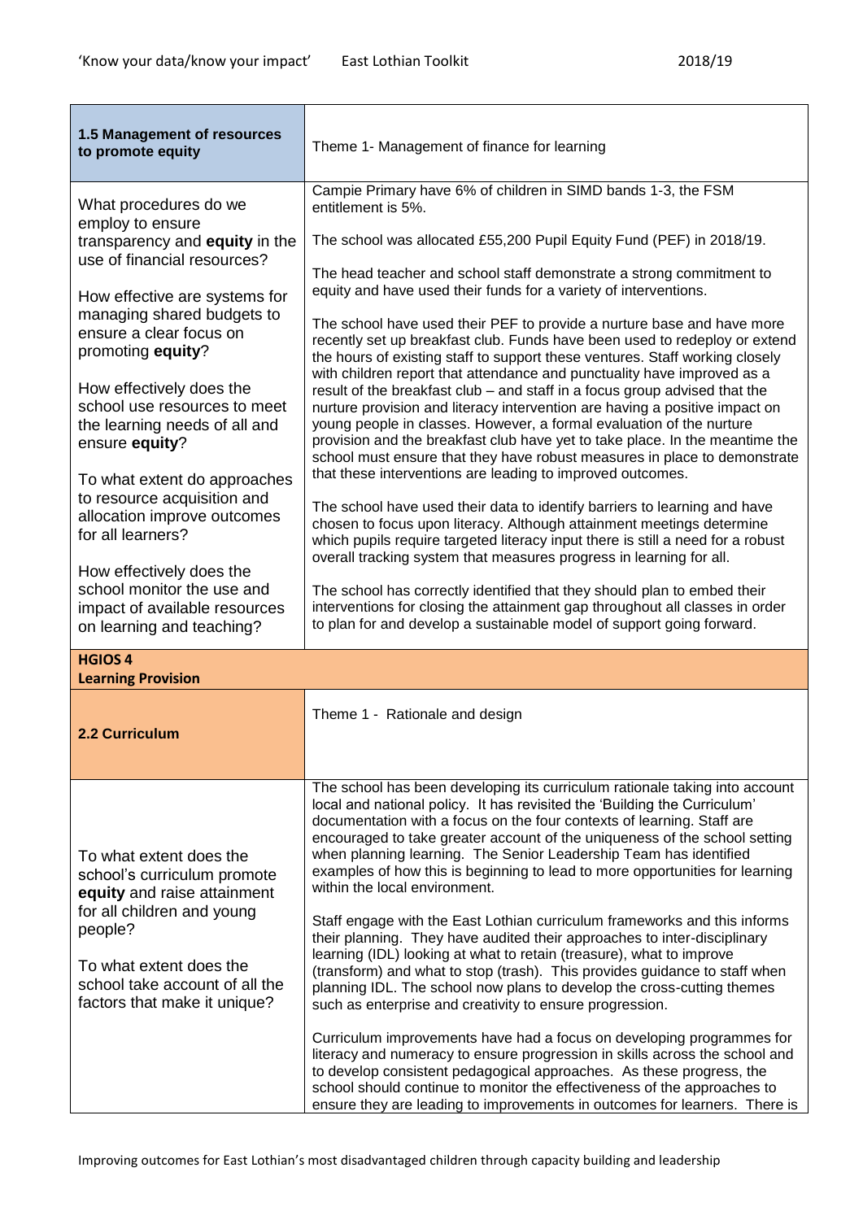| **1.5 Management of resources to promote equity** | Theme 1- Management of finance for learning |
|---|---|
| What procedures do we employ to ensure transparency and **equity** in the use of financial resources?<br><br>How effective are systems for managing shared budgets to ensure a clear focus on promoting **equity**?<br><br>How effectively does the school use resources to meet the learning needs of all and ensure **equity**?<br><br>To what extent do approaches to resource acquisition and allocation improve outcomes for all learners?<br><br>How effectively does the school monitor the use and impact of available resources on learning and teaching? | Campie Primary have 6% of children in SIMD bands 1-3, the FSM entitlement is 5%.<br><br>The school was allocated £55,200 Pupil Equity Fund (PEF) in 2018/19.<br><br>The head teacher and school staff demonstrate a strong commitment to equity and have used their funds for a variety of interventions.<br><br>The school have used their PEF to provide a nurture base and have more recently set up breakfast club. Funds have been used to redeploy or extend the hours of existing staff to support these ventures. Staff working closely with children report that attendance and punctuality have improved as a result of the breakfast club – and staff in a focus group advised that the nurture provision and literacy intervention are having a positive impact on young people in classes. However, a formal evaluation of the nurture provision and the breakfast club have yet to take place. In the meantime the school must ensure that they have robust measures in place to demonstrate that these interventions are leading to improved outcomes.<br><br>The school have used their data to identify barriers to learning and have chosen to focus upon literacy. Although attainment meetings determine which pupils require targeted literacy input there is still a need for a robust overall tracking system that measures progress in learning for all.<br><br>The school has correctly identified that they should plan to embed their interventions for closing the attainment gap throughout all classes in order to plan for and develop a sustainable model of support going forward. |
| **HGIOS 4**<br>**Learning Provision** | |
| **2.2 Curriculum** | Theme 1 - Rationale and design |
| To what extent does the school's curriculum promote **equity** and raise attainment for all children and young people?<br><br>To what extent does the school take account of all the factors that make it unique? | The school has been developing its curriculum rationale taking into account local and national policy. It has revisited the 'Building the Curriculum' documentation with a focus on the four contexts of learning. Staff are encouraged to take greater account of the uniqueness of the school setting when planning learning. The Senior Leadership Team has identified examples of how this is beginning to lead to more opportunities for learning within the local environment.<br><br>Staff engage with the East Lothian curriculum frameworks and this informs their planning. They have audited their approaches to inter-disciplinary learning (IDL) looking at what to retain (treasure), what to improve (transform) and what to stop (trash). This provides guidance to staff when planning IDL. The school now plans to develop the cross-cutting themes such as enterprise and creativity to ensure progression.<br><br>Curriculum improvements have had a focus on developing programmes for literacy and numeracy to ensure progression in skills across the school and to develop consistent pedagogical approaches. As these progress, the school should continue to monitor the effectiveness of the approaches to ensure they are leading to improvements in outcomes for learners. There is |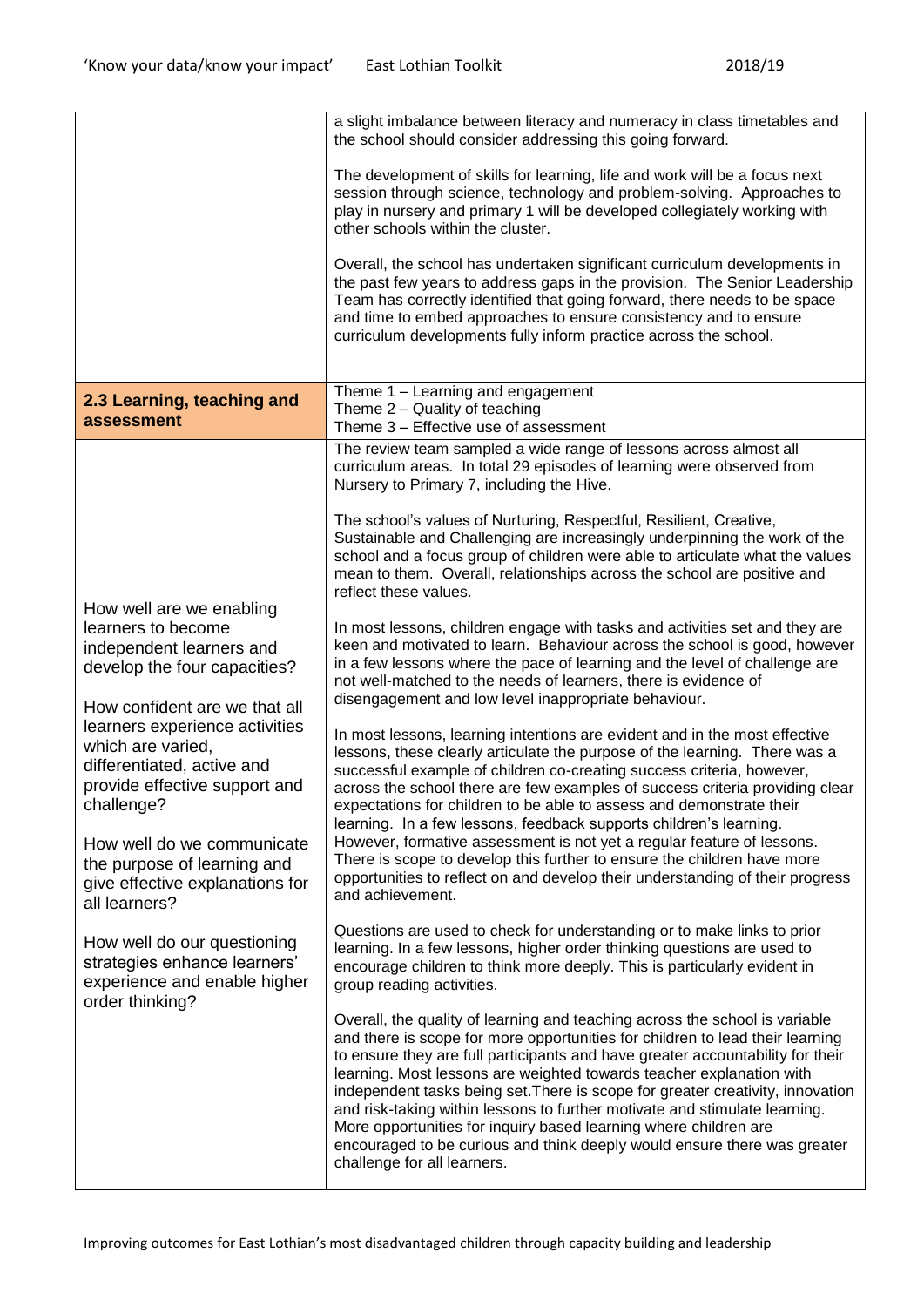| | |
|---|---|
| | a slight imbalance between literacy and numeracy in class timetables and the school should consider addressing this going forward.<br><br>The development of skills for learning, life and work will be a focus next session through science, technology and problem-solving. Approaches to play in nursery and primary 1 will be developed collegiately working with other schools within the cluster.<br><br>Overall, the school has undertaken significant curriculum developments in the past few years to address gaps in the provision. The Senior Leadership Team has correctly identified that going forward, there needs to be space and time to embed approaches to ensure consistency and to ensure curriculum developments fully inform practice across the school. |
| **2.3 Learning, teaching and assessment** | Theme 1 – Learning and engagement<br>Theme 2 – Quality of teaching<br>Theme 3 – Effective use of assessment |
| How well are we enabling learners to become independent learners and develop the four capacities?<br><br>How confident are we that all learners experience activities which are varied, differentiated, active and provide effective support and challenge?<br><br>How well do we communicate the purpose of learning and give effective explanations for all learners?<br><br>How well do our questioning strategies enhance learners' experience and enable higher order thinking? | The review team sampled a wide range of lessons across almost all curriculum areas. In total 29 episodes of learning were observed from Nursery to Primary 7, including the Hive.<br><br>The school's values of Nurturing, Respectful, Resilient, Creative, Sustainable and Challenging are increasingly underpinning the work of the school and a focus group of children were able to articulate what the values mean to them. Overall, relationships across the school are positive and reflect these values.<br><br>In most lessons, children engage with tasks and activities set and they are keen and motivated to learn. Behaviour across the school is good, however in a few lessons where the pace of learning and the level of challenge are not well-matched to the needs of learners, there is evidence of disengagement and low level inappropriate behaviour.<br><br>In most lessons, learning intentions are evident and in the most effective lessons, these clearly articulate the purpose of the learning. There was a successful example of children co-creating success criteria, however, across the school there are few examples of success criteria providing clear expectations for children to be able to assess and demonstrate their learning. In a few lessons, feedback supports children's learning. However, formative assessment is not yet a regular feature of lessons. There is scope to develop this further to ensure the children have more opportunities to reflect on and develop their understanding of their progress and achievement.<br><br>Questions are used to check for understanding or to make links to prior learning. In a few lessons, higher order thinking questions are used to encourage children to think more deeply. This is particularly evident in group reading activities.<br><br>Overall, the quality of learning and teaching across the school is variable and there is scope for more opportunities for children to lead their learning to ensure they are full participants and have greater accountability for their learning. Most lessons are weighted towards teacher explanation with independent tasks being set.There is scope for greater creativity, innovation and risk-taking within lessons to further motivate and stimulate learning. More opportunities for inquiry based learning where children are encouraged to be curious and think deeply would ensure there was greater challenge for all learners. |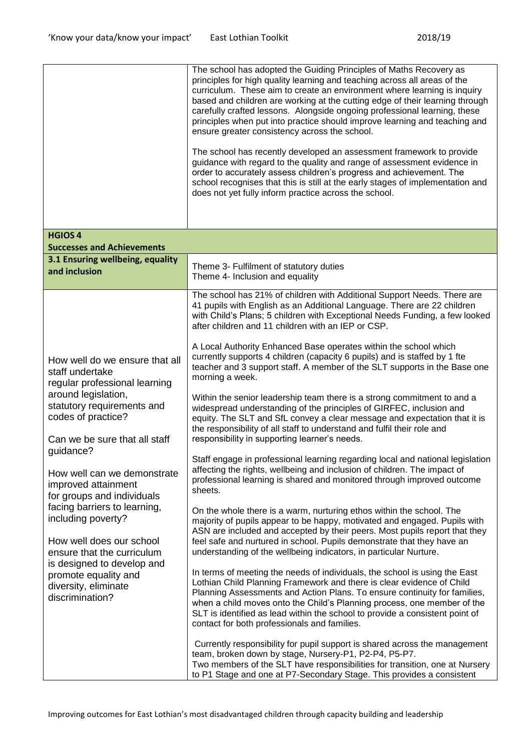| | |
|---|---|
| | The school has adopted the Guiding Principles of Maths Recovery as principles for high quality learning and teaching across all areas of the curriculum. These aim to create an environment where learning is inquiry based and children are working at the cutting edge of their learning through carefully crafted lessons. Alongside ongoing professional learning, these principles when put into practice should improve learning and teaching and ensure greater consistency across the school.<br><br>The school has recently developed an assessment framework to provide guidance with regard to the quality and range of assessment evidence in order to accurately assess children's progress and achievement. The school recognises that this is still at the early stages of implementation and does not yet fully inform practice across the school. |
| **HGIOS 4**<br>**Successes and Achievements** | |
| **3.1 Ensuring wellbeing, equality and inclusion** | Theme 3- Fulfilment of statutory duties<br>Theme 4- Inclusion and equality |
| How well do we ensure that all staff undertake regular professional learning around legislation, statutory requirements and codes of practice?<br><br>Can we be sure that all staff guidance?<br><br>How well can we demonstrate improved attainment for groups and individuals facing barriers to learning, including poverty?<br><br>How well does our school ensure that the curriculum is designed to develop and promote equality and diversity, eliminate discrimination? | The school has 21% of children with Additional Support Needs. There are 41 pupils with English as an Additional Language. There are 22 children with Child's Plans; 5 children with Exceptional Needs Funding, a few looked after children and 11 children with an IEP or CSP.<br><br>A Local Authority Enhanced Base operates within the school which currently supports 4 children (capacity 6 pupils) and is staffed by 1 fte teacher and 3 support staff. A member of the SLT supports in the Base one morning a week.<br><br>Within the senior leadership team there is a strong commitment to and a widespread understanding of the principles of GIRFEC, inclusion and equity. The SLT and SfL convey a clear message and expectation that it is the responsibility of all staff to understand and fulfil their role and responsibility in supporting learner's needs.<br><br>Staff engage in professional learning regarding local and national legislation affecting the rights, wellbeing and inclusion of children. The impact of professional learning is shared and monitored through improved outcome sheets.<br><br>On the whole there is a warm, nurturing ethos within the school. The majority of pupils appear to be happy, motivated and engaged. Pupils with ASN are included and accepted by their peers. Most pupils report that they feel safe and nurtured in school. Pupils demonstrate that they have an understanding of the wellbeing indicators, in particular Nurture.<br><br>In terms of meeting the needs of individuals, the school is using the East Lothian Child Planning Framework and there is clear evidence of Child Planning Assessments and Action Plans. To ensure continuity for families, when a child moves onto the Child's Planning process, one member of the SLT is identified as lead within the school to provide a consistent point of contact for both professionals and families.<br><br>Currently responsibility for pupil support is shared across the management team, broken down by stage, Nursery-P1, P2-P4, P5-P7.<br>Two members of the SLT have responsibilities for transition, one at Nursery to P1 Stage and one at P7-Secondary Stage. This provides a consistent |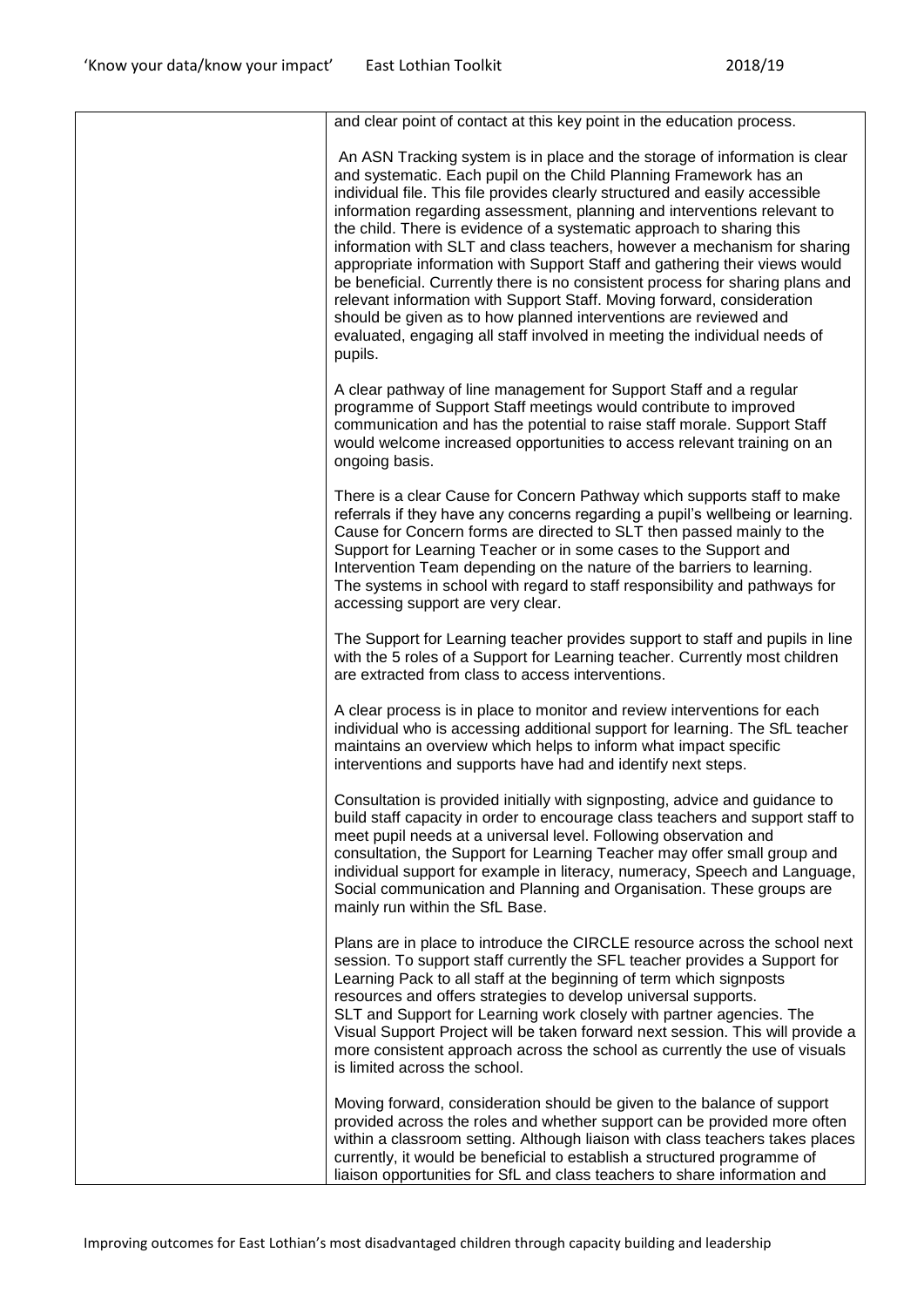| | |
|---|---|
| | and clear point of contact at this key point in the education process.<br><br>An ASN Tracking system is in place and the storage of information is clear and systematic. Each pupil on the Child Planning Framework has an individual file. This file provides clearly structured and easily accessible information regarding assessment, planning and interventions relevant to the child. There is evidence of a systematic approach to sharing this information with SLT and class teachers, however a mechanism for sharing appropriate information with Support Staff and gathering their views would be beneficial. Currently there is no consistent process for sharing plans and relevant information with Support Staff. Moving forward, consideration should be given as to how planned interventions are reviewed and evaluated, engaging all staff involved in meeting the individual needs of pupils.<br><br>A clear pathway of line management for Support Staff and a regular programme of Support Staff meetings would contribute to improved communication and has the potential to raise staff morale. Support Staff would welcome increased opportunities to access relevant training on an ongoing basis.<br><br>There is a clear Cause for Concern Pathway which supports staff to make referrals if they have any concerns regarding a pupil's wellbeing or learning. Cause for Concern forms are directed to SLT then passed mainly to the Support for Learning Teacher or in some cases to the Support and Intervention Team depending on the nature of the barriers to learning. The systems in school with regard to staff responsibility and pathways for accessing support are very clear.<br><br>The Support for Learning teacher provides support to staff and pupils in line with the 5 roles of a Support for Learning teacher. Currently most children are extracted from class to access interventions.<br><br>A clear process is in place to monitor and review interventions for each individual who is accessing additional support for learning. The SfL teacher maintains an overview which helps to inform what impact specific interventions and supports have had and identify next steps.<br><br>Consultation is provided initially with signposting, advice and guidance to build staff capacity in order to encourage class teachers and support staff to meet pupil needs at a universal level. Following observation and consultation, the Support for Learning Teacher may offer small group and individual support for example in literacy, numeracy, Speech and Language, Social communication and Planning and Organisation. These groups are mainly run within the SfL Base.<br><br>Plans are in place to introduce the CIRCLE resource across the school next session. To support staff currently the SFL teacher provides a Support for Learning Pack to all staff at the beginning of term which signposts resources and offers strategies to develop universal supports.<br>SLT and Support for Learning work closely with partner agencies. The Visual Support Project will be taken forward next session. This will provide a more consistent approach across the school as currently the use of visuals is limited across the school.<br><br>Moving forward, consideration should be given to the balance of support provided across the roles and whether support can be provided more often within a classroom setting. Although liaison with class teachers takes places currently, it would be beneficial to establish a structured programme of liaison opportunities for SfL and class teachers to share information and |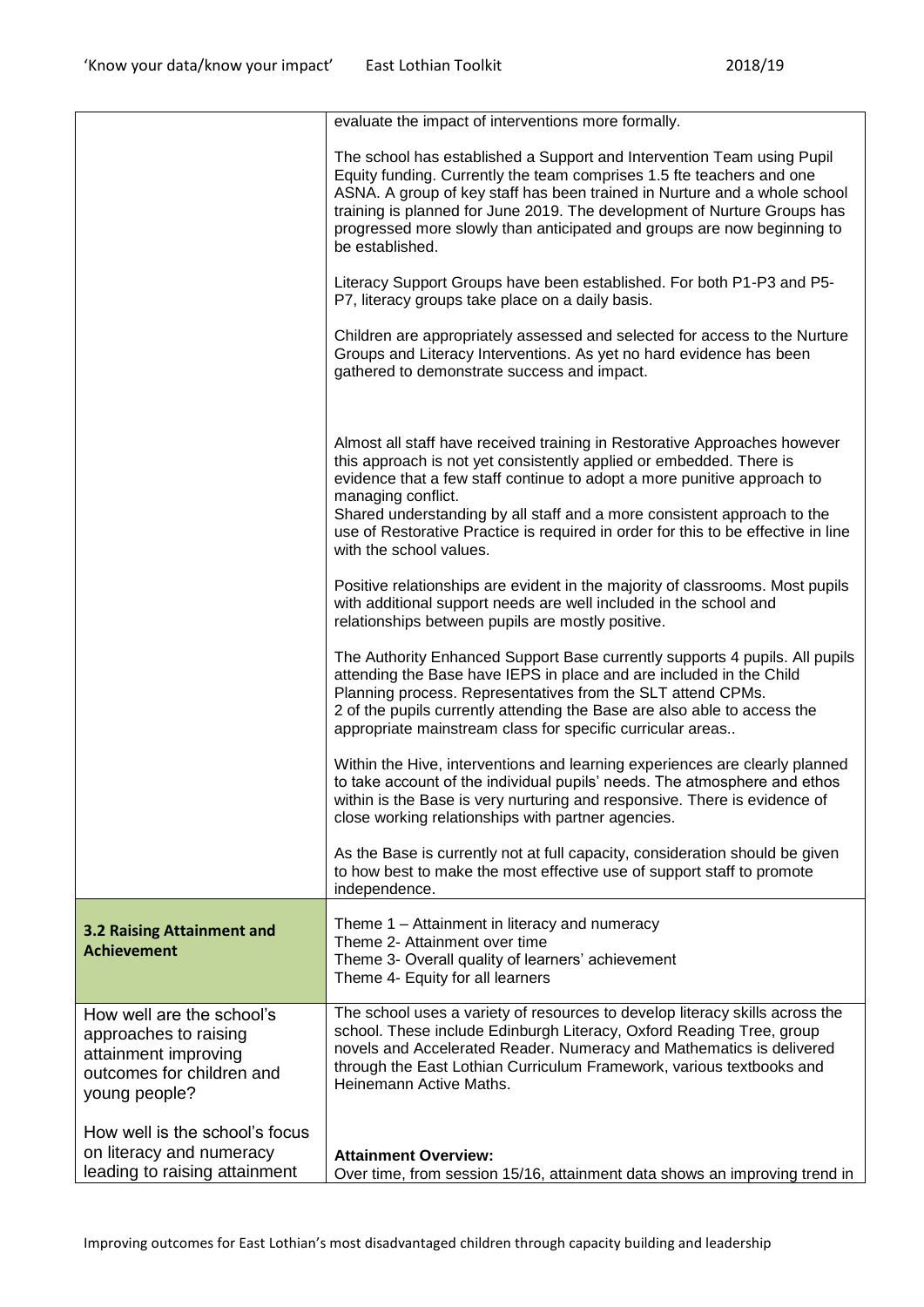| | |
|---|---|
| | evaluate the impact of interventions more formally.<br><br>The school has established a Support and Intervention Team using Pupil Equity funding. Currently the team comprises 1.5 fte teachers and one ASNA. A group of key staff has been trained in Nurture and a whole school training is planned for June 2019. The development of Nurture Groups has progressed more slowly than anticipated and groups are now beginning to be established.<br><br>Literacy Support Groups have been established. For both P1-P3 and P5-P7, literacy groups take place on a daily basis.<br><br>Children are appropriately assessed and selected for access to the Nurture Groups and Literacy Interventions. As yet no hard evidence has been gathered to demonstrate success and impact.<br><br>Almost all staff have received training in Restorative Approaches however this approach is not yet consistently applied or embedded. There is evidence that a few staff continue to adopt a more punitive approach to managing conflict.<br>Shared understanding by all staff and a more consistent approach to the use of Restorative Practice is required in order for this to be effective in line with the school values.<br><br>Positive relationships are evident in the majority of classrooms. Most pupils with additional support needs are well included in the school and relationships between pupils are mostly positive.<br><br>The Authority Enhanced Support Base currently supports 4 pupils. All pupils attending the Base have IEPS in place and are included in the Child Planning process. Representatives from the SLT attend CPMs.<br>2 of the pupils currently attending the Base are also able to access the appropriate mainstream class for specific curricular areas..<br><br>Within the Hive, interventions and learning experiences are clearly planned to take account of the individual pupils' needs. The atmosphere and ethos within is the Base is very nurturing and responsive. There is evidence of close working relationships with partner agencies.<br><br>As the Base is currently not at full capacity, consideration should be given to how best to make the most effective use of support staff to promote independence. |
| **3.2 Raising Attainment and Achievement** | Theme 1 – Attainment in literacy and numeracy<br>Theme 2- Attainment over time<br>Theme 3- Overall quality of learners' achievement<br>Theme 4- Equity for all learners |
| How well are the school's approaches to raising attainment improving outcomes for children and young people?<br><br>How well is the school's focus on literacy and numeracy leading to raising attainment | The school uses a variety of resources to develop literacy skills across the school. These include Edinburgh Literacy, Oxford Reading Tree, group novels and Accelerated Reader. Numeracy and Mathematics is delivered through the East Lothian Curriculum Framework, various textbooks and Heinemann Active Maths.<br><br>**Attainment Overview:**<br>Over time, from session 15/16, attainment data shows an improving trend in |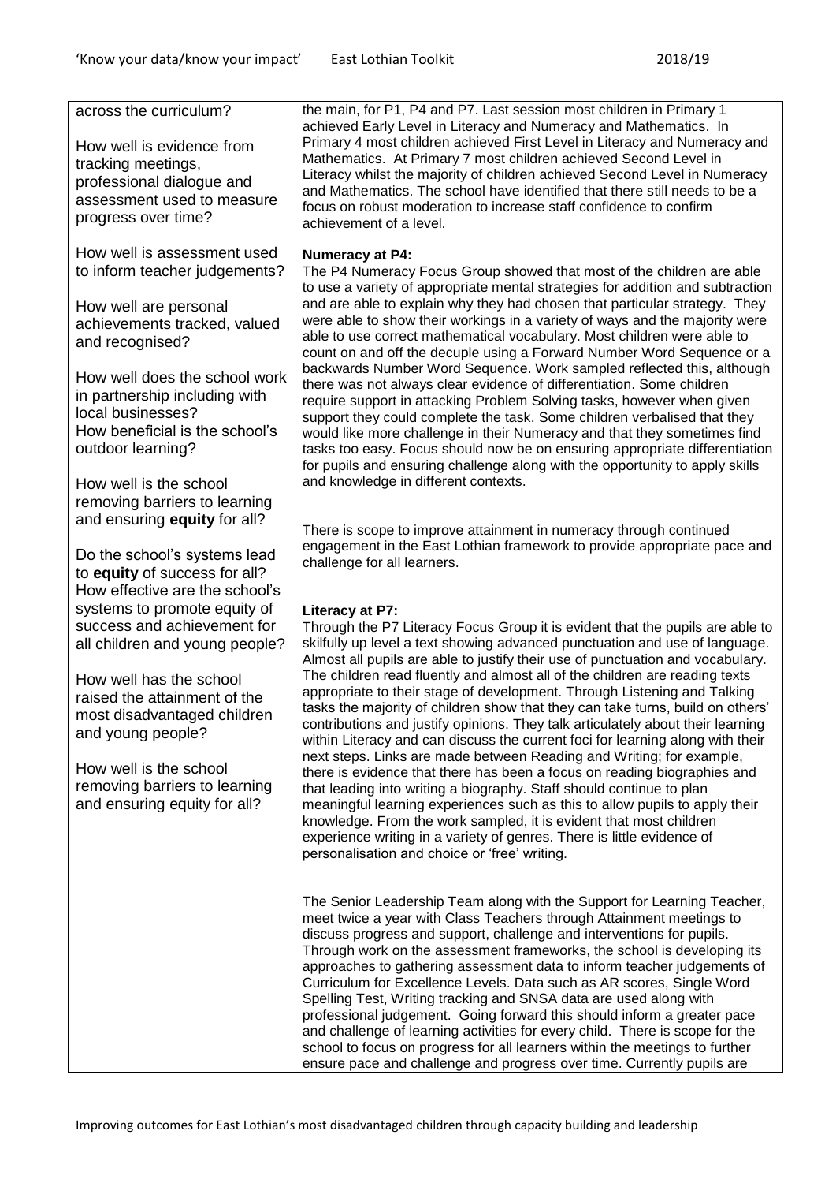| | |
|---|---|
| across the curriculum?<br><br>How well is evidence from tracking meetings, professional dialogue and assessment used to measure progress over time?<br><br>How well is assessment used to inform teacher judgements?<br><br>How well are personal achievements tracked, valued and recognised?<br><br>How well does the school work in partnership including with local businesses?<br>How beneficial is the school's outdoor learning?<br><br>How well is the school removing barriers to learning and ensuring **equity** for all?<br><br>Do the school's systems lead to **equity** of success for all?<br>How effective are the school's systems to promote equity of success and achievement for all children and young people?<br><br>How well has the school raised the attainment of the most disadvantaged children and young people?<br><br>How well is the school removing barriers to learning and ensuring equity for all? | the main, for P1, P4 and P7. Last session most children in Primary 1 achieved Early Level in Literacy and Numeracy and Mathematics. In Primary 4 most children achieved First Level in Literacy and Numeracy and Mathematics. At Primary 7 most children achieved Second Level in Literacy whilst the majority of children achieved Second Level in Numeracy and Mathematics. The school have identified that there still needs to be a focus on robust moderation to increase staff confidence to confirm achievement of a level.<br><br>**Numeracy at P4:**<br>The P4 Numeracy Focus Group showed that most of the children are able to use a variety of appropriate mental strategies for addition and subtraction and are able to explain why they had chosen that particular strategy. They were able to show their workings in a variety of ways and the majority were able to use correct mathematical vocabulary. Most children were able to count on and off the decuple using a Forward Number Word Sequence or a backwards Number Word Sequence. Work sampled reflected this, although there was not always clear evidence of differentiation. Some children require support in attacking Problem Solving tasks, however when given support they could complete the task. Some children verbalised that they would like more challenge in their Numeracy and that they sometimes find tasks too easy. Focus should now be on ensuring appropriate differentiation for pupils and ensuring challenge along with the opportunity to apply skills and knowledge in different contexts.<br><br>There is scope to improve attainment in numeracy through continued engagement in the East Lothian framework to provide appropriate pace and challenge for all learners.<br><br>**Literacy at P7:**<br>Through the P7 Literacy Focus Group it is evident that the pupils are able to skilfully up level a text showing advanced punctuation and use of language. Almost all pupils are able to justify their use of punctuation and vocabulary. The children read fluently and almost all of the children are reading texts appropriate to their stage of development. Through Listening and Talking tasks the majority of children show that they can take turns, build on others' contributions and justify opinions. They talk articulately about their learning within Literacy and can discuss the current foci for learning along with their next steps. Links are made between Reading and Writing; for example, there is evidence that there has been a focus on reading biographies and that leading into writing a biography. Staff should continue to plan meaningful learning experiences such as this to allow pupils to apply their knowledge. From the work sampled, it is evident that most children experience writing in a variety of genres. There is little evidence of personalisation and choice or 'free' writing.<br><br>The Senior Leadership Team along with the Support for Learning Teacher, meet twice a year with Class Teachers through Attainment meetings to discuss progress and support, challenge and interventions for pupils. Through work on the assessment frameworks, the school is developing its approaches to gathering assessment data to inform teacher judgements of Curriculum for Excellence Levels. Data such as AR scores, Single Word Spelling Test, Writing tracking and SNSA data are used along with professional judgement. Going forward this should inform a greater pace and challenge of learning activities for every child. There is scope for the school to focus on progress for all learners within the meetings to further ensure pace and challenge and progress over time. Currently pupils are |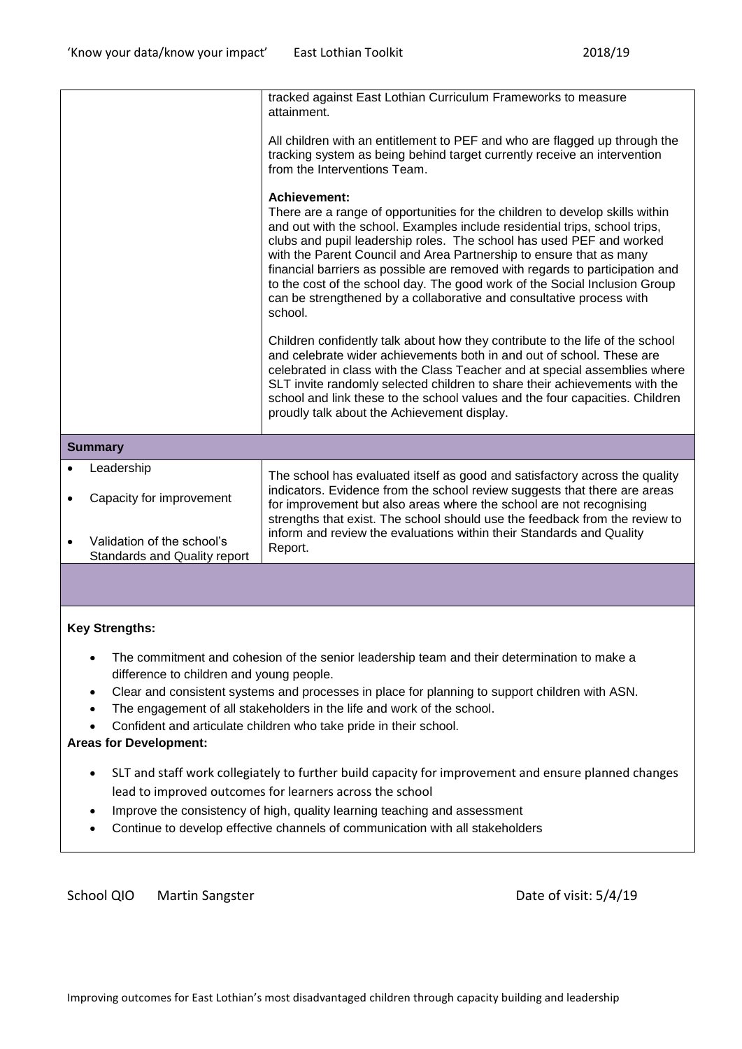| | |
|---|---|
| | tracked against East Lothian Curriculum Frameworks to measure attainment.<br><br>All children with an entitlement to PEF and who are flagged up through the tracking system as being behind target currently receive an intervention from the Interventions Team.<br><br>**Achievement:**<br>There are a range of opportunities for the children to develop skills within and out with the school. Examples include residential trips, school trips, clubs and pupil leadership roles. The school has used PEF and worked with the Parent Council and Area Partnership to ensure that as many financial barriers as possible are removed with regards to participation and to the cost of the school day. The good work of the Social Inclusion Group can be strengthened by a collaborative and consultative process with school.<br><br>Children confidently talk about how they contribute to the life of the school and celebrate wider achievements both in and out of school. These are celebrated in class with the Class Teacher and at special assemblies where SLT invite randomly selected children to share their achievements with the school and link these to the school values and the four capacities. Children proudly talk about the Achievement display. |
| **Summary** | |
| • Leadership<br><br>• Capacity for improvement<br><br>• Validation of the school's Standards and Quality report | The school has evaluated itself as good and satisfactory across the quality indicators. Evidence from the school review suggests that there are areas for improvement but also areas where the school are not recognising strengths that exist. The school should use the feedback from the review to inform and review the evaluations within their Standards and Quality Report. |

**Key Strengths:**

- The commitment and cohesion of the senior leadership team and their determination to make a difference to children and young people.
- Clear and consistent systems and processes in place for planning to support children with ASN.
- The engagement of all stakeholders in the life and work of the school.
- Confident and articulate children who take pride in their school.

**Areas for Development:**

- SLT and staff work collegiately to further build capacity for improvement and ensure planned changes lead to improved outcomes for learners across the school
- Improve the consistency of high, quality learning teaching and assessment
- Continue to develop effective channels of communication with all stakeholders

School QIO Martin Sangster Date of visit: 5/4/19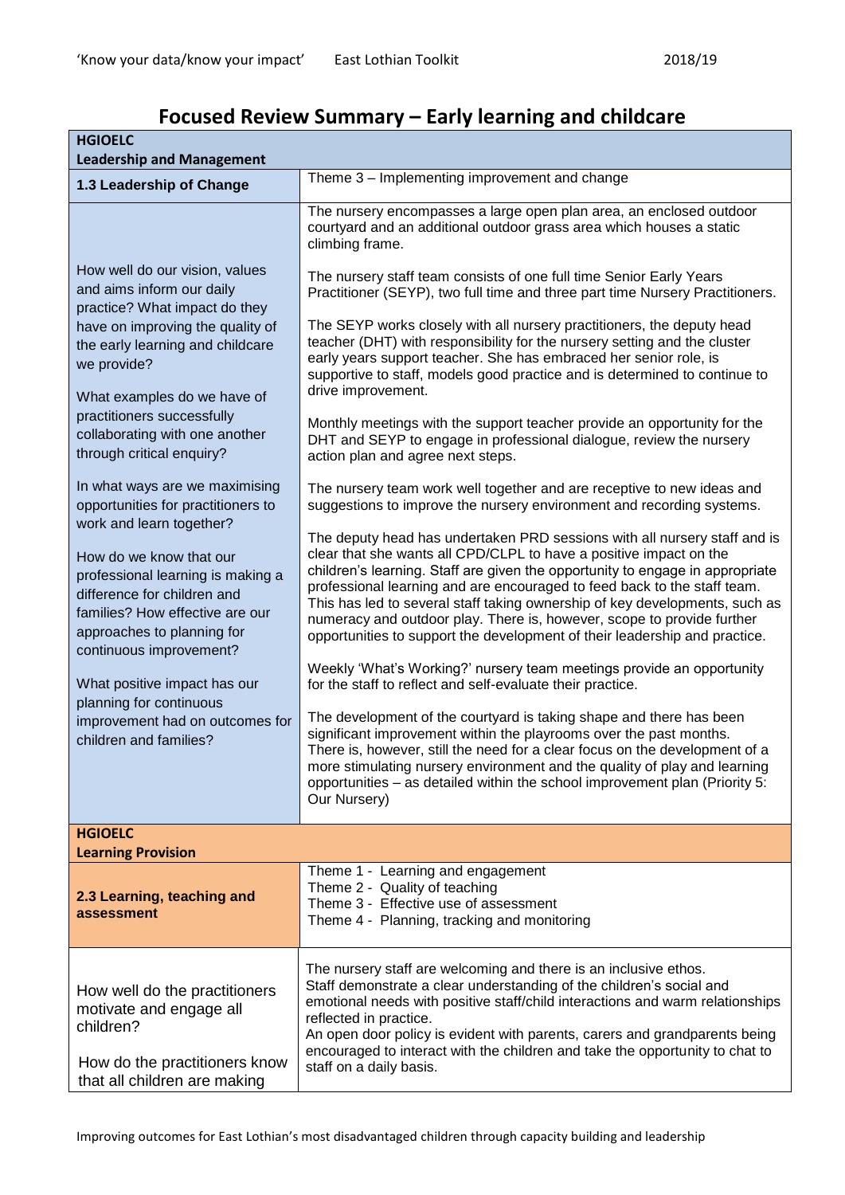# Focused Review Summary – Early learning and childcare

| **HGIOELC**<br>**Leadership and Management** | |
|---|---|
| **1.3 Leadership of Change** | Theme 3 – Implementing improvement and change |
| How well do our vision, values and aims inform our daily practice? What impact do they have on improving the quality of the early learning and childcare we provide?<br><br>What examples do we have of practitioners successfully collaborating with one another through critical enquiry?<br><br>In what ways are we maximising opportunities for practitioners to work and learn together?<br><br>How do we know that our professional learning is making a difference for children and families? How effective are our approaches to planning for continuous improvement?<br><br>What positive impact has our planning for continuous improvement had on outcomes for children and families? | The nursery encompasses a large open plan area, an enclosed outdoor courtyard and an additional outdoor grass area which houses a static climbing frame.<br><br>The nursery staff team consists of one full time Senior Early Years Practitioner (SEYP), two full time and three part time Nursery Practitioners.<br><br>The SEYP works closely with all nursery practitioners, the deputy head teacher (DHT) with responsibility for the nursery setting and the cluster early years support teacher. She has embraced her senior role, is supportive to staff, models good practice and is determined to continue to drive improvement.<br><br>Monthly meetings with the support teacher provide an opportunity for the DHT and SEYP to engage in professional dialogue, review the nursery action plan and agree next steps.<br><br>The nursery team work well together and are receptive to new ideas and suggestions to improve the nursery environment and recording systems.<br><br>The deputy head has undertaken PRD sessions with all nursery staff and is clear that she wants all CPD/CLPL to have a positive impact on the children's learning. Staff are given the opportunity to engage in appropriate professional learning and are encouraged to feed back to the staff team. This has led to several staff taking ownership of key developments, such as numeracy and outdoor play. There is, however, scope to provide further opportunities to support the development of their leadership and practice.<br><br>Weekly 'What's Working?' nursery team meetings provide an opportunity for the staff to reflect and self-evaluate their practice.<br><br>The development of the courtyard is taking shape and there has been significant improvement within the playrooms over the past months. There is, however, still the need for a clear focus on the development of a more stimulating nursery environment and the quality of play and learning opportunities – as detailed within the school improvement plan (Priority 5: Our Nursery) |

| **HGIOELC**<br>**Learning Provision** | |
|---|---|
| **2.3 Learning, teaching and assessment** | Theme 1 - Learning and engagement<br>Theme 2 - Quality of teaching<br>Theme 3 - Effective use of assessment<br>Theme 4 - Planning, tracking and monitoring |
| How well do the practitioners motivate and engage all children?<br><br>How do the practitioners know that all children are making | The nursery staff are welcoming and there is an inclusive ethos. Staff demonstrate a clear understanding of the children's social and emotional needs with positive staff/child interactions and warm relationships reflected in practice.<br>An open door policy is evident with parents, carers and grandparents being encouraged to interact with the children and take the opportunity to chat to staff on a daily basis. |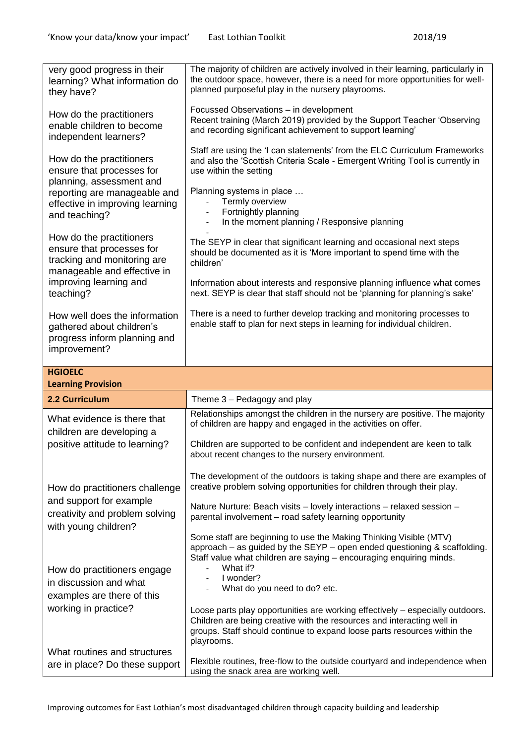| very good progress in their learning? What information do they have?<br><br>How do the practitioners enable children to become independent learners?<br><br>How do the practitioners ensure that processes for planning, assessment and reporting are manageable and effective in improving learning and teaching?<br><br>How do the practitioners ensure that processes for tracking and monitoring are manageable and effective in improving learning and teaching?<br><br>How well does the information gathered about children's progress inform planning and improvement? | The majority of children are actively involved in their learning, particularly in the outdoor space, however, there is a need for more opportunities for well-planned purposeful play in the nursery playrooms.<br><br>Focussed Observations – in development<br>Recent training (March 2019) provided by the Support Teacher 'Observing and recording significant achievement to support learning'<br><br>Staff are using the 'I can statements' from the ELC Curriculum Frameworks and also the 'Scottish Criteria Scale - Emergent Writing Tool is currently in use within the setting<br><br>Planning systems in place …<br>- Termly overview<br>- Fortnightly planning<br>- In the moment planning / Responsive planning<br>-<br>The SEYP in clear that significant learning and occasional next steps should be documented as it is 'More important to spend time with the children'<br><br>Information about interests and responsive planning influence what comes next. SEYP is clear that staff should not be 'planning for planning's sake'<br><br>There is a need to further develop tracking and monitoring processes to enable staff to plan for next steps in learning for individual children. |
|---|---|

| **HGIOELC**<br>**Learning Provision** | |
|---|---|
| **2.2 Curriculum** | Theme 3 – Pedagogy and play |
| What evidence is there that children are developing a positive attitude to learning?<br><br>How do practitioners challenge and support for example creativity and problem solving with young children?<br><br>How do practitioners engage in discussion and what examples are there of this working in practice?<br><br>What routines and structures are in place? Do these support | Relationships amongst the children in the nursery are positive. The majority of children are happy and engaged in the activities on offer.<br><br>Children are supported to be confident and independent are keen to talk about recent changes to the nursery environment.<br><br>The development of the outdoors is taking shape and there are examples of creative problem solving opportunities for children through their play.<br><br>Nature Nurture: Beach visits – lovely interactions – relaxed session – parental involvement – road safety learning opportunity<br><br>Some staff are beginning to use the Making Thinking Visible (MTV) approach – as guided by the SEYP – open ended questioning & scaffolding. Staff value what children are saying – encouraging enquiring minds.<br>- What if?<br>- I wonder?<br>- What do you need to do? etc.<br><br>Loose parts play opportunities are working effectively – especially outdoors. Children are being creative with the resources and interacting well in groups. Staff should continue to expand loose parts resources within the playrooms.<br><br>Flexible routines, free-flow to the outside courtyard and independence when using the snack area are working well. |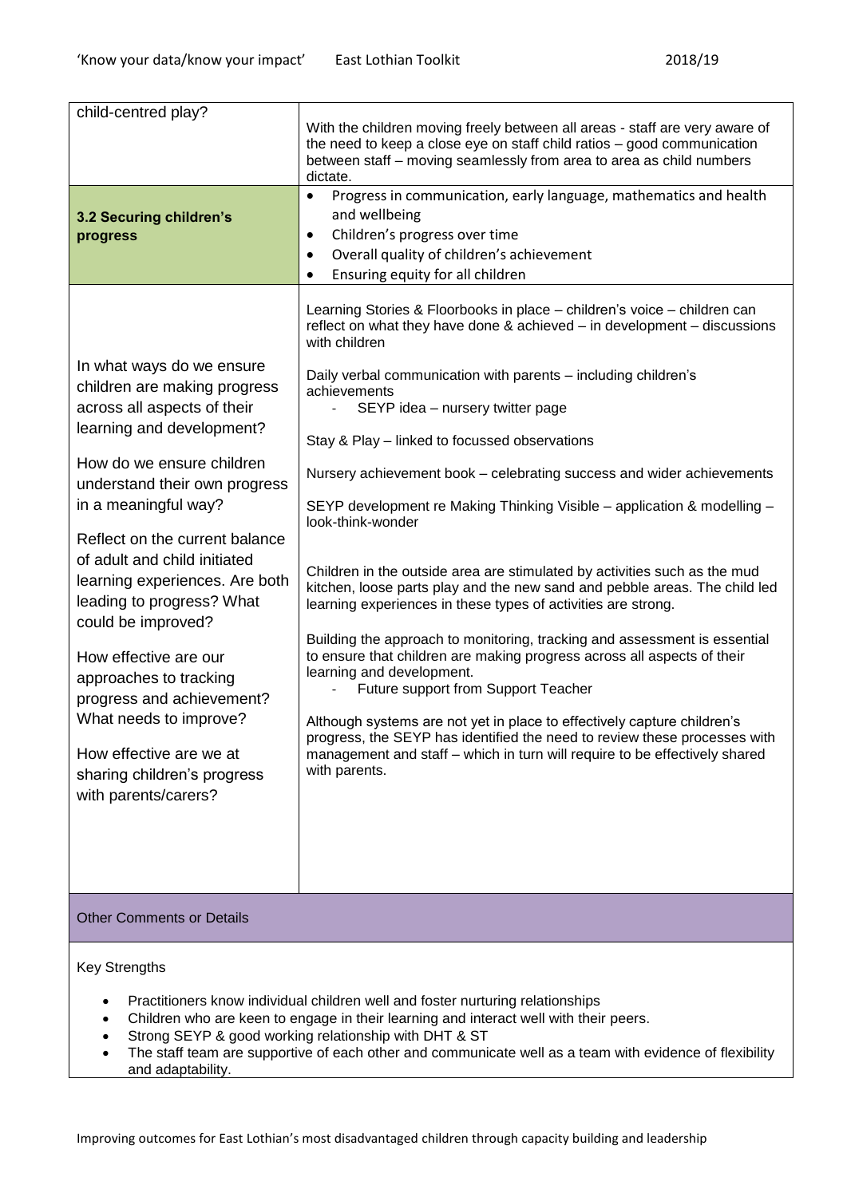| child-centred play? | With the children moving freely between all areas - staff are very aware of the need to keep a close eye on staff child ratios – good communication between staff – moving seamlessly from area to area as child numbers dictate. |
|---|---|
| **3.2 Securing children's progress** | • Progress in communication, early language, mathematics and health and wellbeing<br>• Children's progress over time<br>• Overall quality of children's achievement<br>• Ensuring equity for all children |
| In what ways do we ensure children are making progress across all aspects of their learning and development?<br><br>How do we ensure children understand their own progress in a meaningful way?<br><br>Reflect on the current balance of adult and child initiated learning experiences. Are both leading to progress? What could be improved?<br><br>How effective are our approaches to tracking progress and achievement? What needs to improve?<br><br>How effective are we at sharing children's progress with parents/carers? | Learning Stories & Floorbooks in place – children's voice – children can reflect on what they have done & achieved – in development – discussions with children<br><br>Daily verbal communication with parents – including children's achievements<br>- SEYP idea – nursery twitter page<br><br>Stay & Play – linked to focussed observations<br><br>Nursery achievement book – celebrating success and wider achievements<br><br>SEYP development re Making Thinking Visible – application & modelling – look-think-wonder<br><br>Children in the outside area are stimulated by activities such as the mud kitchen, loose parts play and the new sand and pebble areas. The child led learning experiences in these types of activities are strong.<br><br>Building the approach to monitoring, tracking and assessment is essential to ensure that children are making progress across all aspects of their learning and development.<br>- Future support from Support Teacher<br><br>Although systems are not yet in place to effectively capture children's progress, the SEYP has identified the need to review these processes with management and staff – which in turn will require to be effectively shared with parents. |

**Other Comments or Details**

Key Strengths

- Practitioners know individual children well and foster nurturing relationships
- Children who are keen to engage in their learning and interact well with their peers.
- Strong SEYP & good working relationship with DHT & ST
- The staff team are supportive of each other and communicate well as a team with evidence of flexibility and adaptability.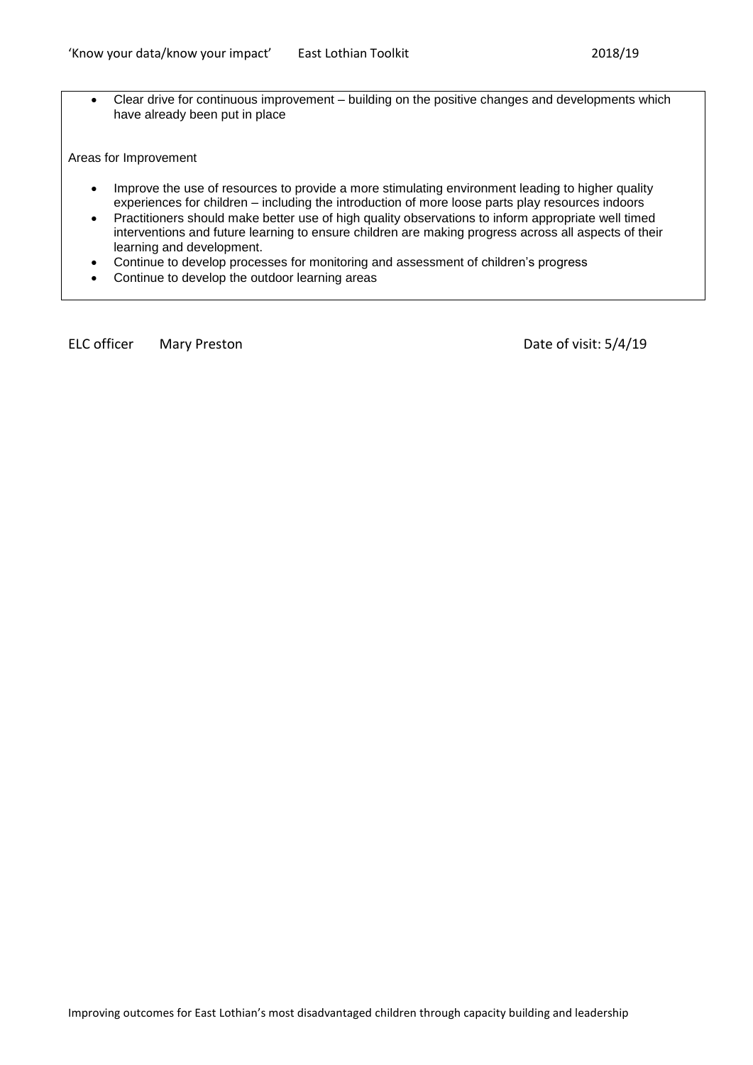- Clear drive for continuous improvement – building on the positive changes and developments which have already been put in place

Areas for Improvement

- Improve the use of resources to provide a more stimulating environment leading to higher quality experiences for children – including the introduction of more loose parts play resources indoors
- Practitioners should make better use of high quality observations to inform appropriate well timed interventions and future learning to ensure children are making progress across all aspects of their learning and development.
- Continue to develop processes for monitoring and assessment of children's progress
- Continue to develop the outdoor learning areas

ELC officer Mary Preston Date of visit: 5/4/19